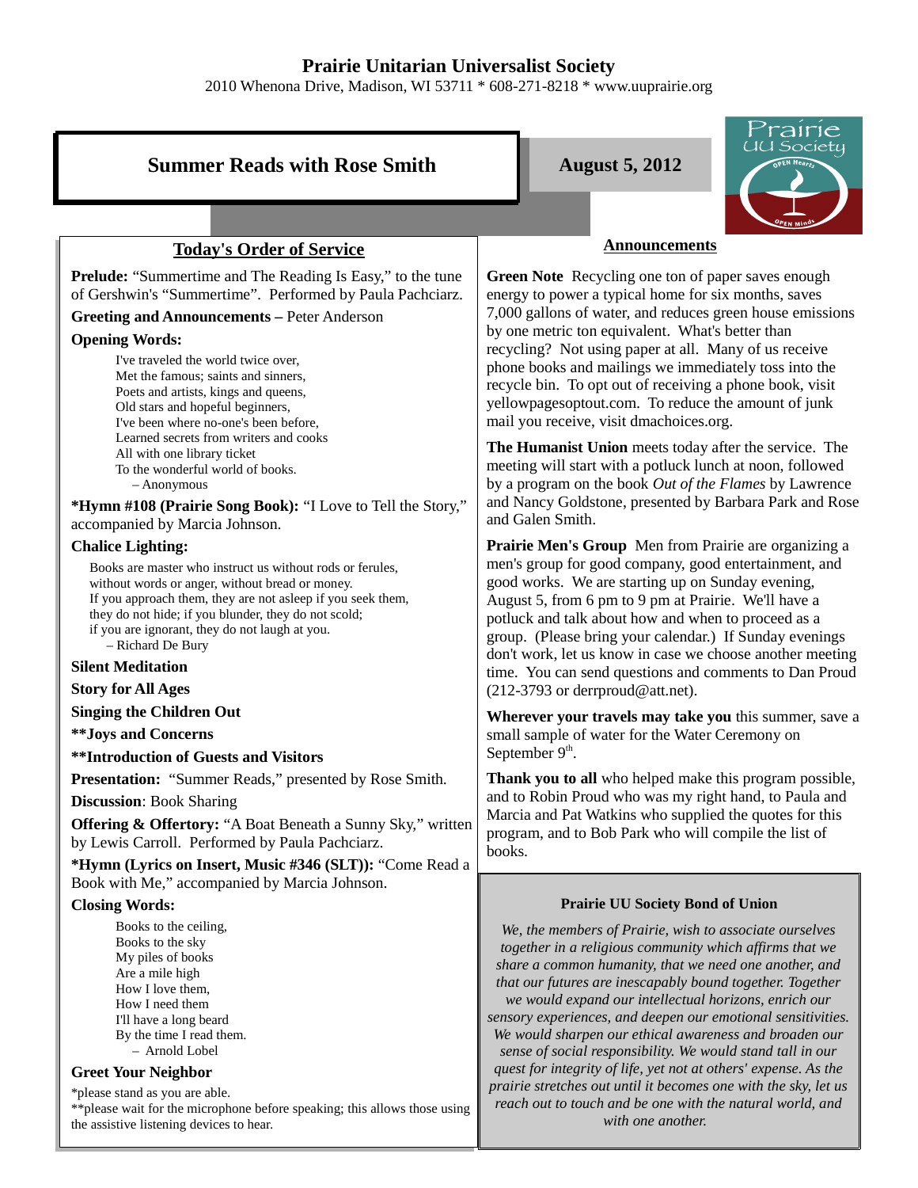# Prairie Unitarian Universalist Society

2010 Whenona Drive, Madison, WI 53711 * 608-271-8218 * www.uuprairie.org

## Summer Reads with Rose Smith

**August 5, 2012**

### Today's Order of Service

**Prelude:** "Summertime and The Reading Is Easy," to the tune of Gershwin's "Summertime". Performed by Paula Pachciarz.

**Greeting and Announcements –** Peter Anderson

**Opening Words:**

I've traveled the world twice over,
Met the famous; saints and sinners,
Poets and artists, kings and queens,
Old stars and hopeful beginners,
I've been where no-one's been before,
Learned secrets from writers and cooks
All with one library ticket
To the wonderful world of books.
– Anonymous

***Hymn #108 (Prairie Song Book):** "I Love to Tell the Story," accompanied by Marcia Johnson.

**Chalice Lighting:**

Books are master who instruct us without rods or ferules,
without words or anger, without bread or money.
If you approach them, they are not asleep if you seek them,
they do not hide; if you blunder, they do not scold;
if you are ignorant, they do not laugh at you.
– Richard De Bury

**Silent Meditation**

**Story for All Ages**

**Singing the Children Out**

****Joys and Concerns**

****Introduction of Guests and Visitors**

**Presentation:** "Summer Reads," presented by Rose Smith.

**Discussion**: Book Sharing

**Offering & Offertory:** "A Boat Beneath a Sunny Sky," written by Lewis Carroll. Performed by Paula Pachciarz.

***Hymn (Lyrics on Insert, Music #346 (SLT)):** "Come Read a Book with Me," accompanied by Marcia Johnson.

**Closing Words:**

Books to the ceiling,
Books to the sky
My piles of books
Are a mile high
How I love them,
How I need them
I'll have a long beard
By the time I read them.
– Arnold Lobel

**Greet Your Neighbor**

*please stand as you are able.
**please wait for the microphone before speaking; this allows those using the assistive listening devices to hear.

### Announcements

**Green Note** Recycling one ton of paper saves enough energy to power a typical home for six months, saves 7,000 gallons of water, and reduces green house emissions by one metric ton equivalent. What's better than recycling? Not using paper at all. Many of us receive phone books and mailings we immediately toss into the recycle bin. To opt out of receiving a phone book, visit yellowpagesoptout.com. To reduce the amount of junk mail you receive, visit dmachoices.org.

**The Humanist Union** meets today after the service. The meeting will start with a potluck lunch at noon, followed by a program on the book *Out of the Flames* by Lawrence and Nancy Goldstone, presented by Barbara Park and Rose and Galen Smith.

**Prairie Men's Group** Men from Prairie are organizing a men's group for good company, good entertainment, and good works. We are starting up on Sunday evening, August 5, from 6 pm to 9 pm at Prairie. We'll have a potluck and talk about how and when to proceed as a group. (Please bring your calendar.) If Sunday evenings don't work, let us know in case we choose another meeting time. You can send questions and comments to Dan Proud (212-3793 or derrproud@att.net).

**Wherever your travels may take you** this summer, save a small sample of water for the Water Ceremony on September 9th.

**Thank you to all** who helped make this program possible, and to Robin Proud who was my right hand, to Paula and Marcia and Pat Watkins who supplied the quotes for this program, and to Bob Park who will compile the list of books.

**Prairie UU Society Bond of Union**

*We, the members of Prairie, wish to associate ourselves together in a religious community which affirms that we share a common humanity, that we need one another, and that our futures are inescapably bound together. Together we would expand our intellectual horizons, enrich our sensory experiences, and deepen our emotional sensitivities. We would sharpen our ethical awareness and broaden our sense of social responsibility. We would stand tall in our quest for integrity of life, yet not at others' expense. As the prairie stretches out until it becomes one with the sky, let us reach out to touch and be one with the natural world, and with one another.*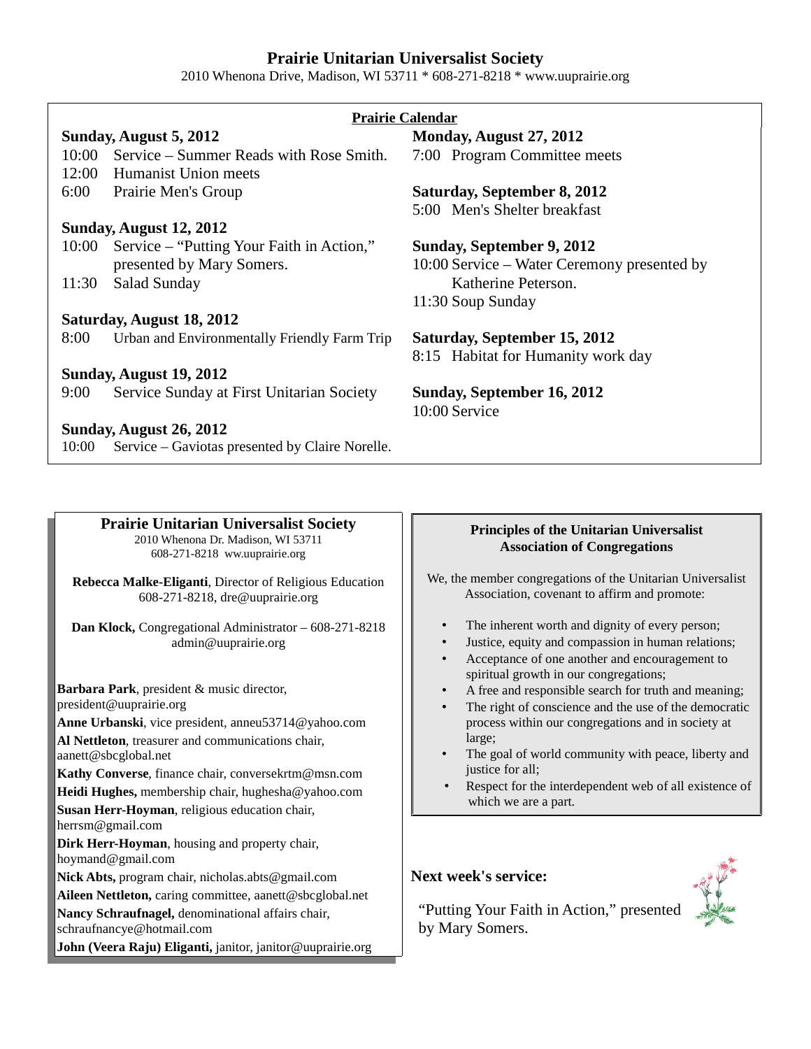# Prairie Unitarian Universalist Society

2010 Whenona Drive, Madison, WI 53711 * 608-271-8218 * www.uuprairie.org

## Prairie Calendar

**Sunday, August 5, 2012**

10:00 Service – Summer Reads with Rose Smith.
12:00 Humanist Union meets
6:00 Prairie Men's Group

**Sunday, August 12, 2012**

10:00 Service – “Putting Your Faith in Action,” presented by Mary Somers.
11:30 Salad Sunday

**Saturday, August 18, 2012**

8:00 Urban and Environmentally Friendly Farm Trip

**Sunday, August 19, 2012**

9:00 Service Sunday at First Unitarian Society

**Sunday, August 26, 2012**

10:00 Service – Gaviotas presented by Claire Norelle.

**Monday, August 27, 2012**

7:00 Program Committee meets

**Saturday, September 8, 2012**

5:00 Men's Shelter breakfast

**Sunday, September 9, 2012**

10:00 Service – Water Ceremony presented by Katherine Peterson.
11:30 Soup Sunday

**Saturday, September 15, 2012**

8:15 Habitat for Humanity work day

**Sunday, September 16, 2012**

10:00 Service

---

### Prairie Unitarian Universalist Society

2010 Whenona Dr. Madison, WI 53711
608-271-8218 ww.uuprairie.org

**Rebecca Malke-Eliganti**, Director of Religious Education
608-271-8218, dre@uuprairie.org

**Dan Klock,** Congregational Administrator – 608-271-8218
admin@uuprairie.org

**Barbara Park**, president & music director, president@uuprairie.org
**Anne Urbanski**, vice president, anneu53714@yahoo.com
**Al Nettleton**, treasurer and communications chair, aanett@sbcglobal.net
**Kathy Converse**, finance chair, conversekrtm@msn.com
**Heidi Hughes,** membership chair, hughesha@yahoo.com
**Susan Herr-Hoyman**, religious education chair, herrsm@gmail.com
**Dirk Herr-Hoyman**, housing and property chair, hoymand@gmail.com
**Nick Abts,** program chair, nicholas.abts@gmail.com
**Aileen Nettleton,** caring committee, aanett@sbcglobal.net
**Nancy Schraufnagel,** denominational affairs chair, schraufnancye@hotmail.com
**John (Veera Raju) Eliganti,** janitor, janitor@uuprairie.org

---

### Principles of the Unitarian Universalist Association of Congregations

We, the member congregations of the Unitarian Universalist Association, covenant to affirm and promote:

- The inherent worth and dignity of every person;
- Justice, equity and compassion in human relations;
- Acceptance of one another and encouragement to spiritual growth in our congregations;
- A free and responsible search for truth and meaning;
- The right of conscience and the use of the democratic process within our congregations and in society at large;
- The goal of world community with peace, liberty and justice for all;
- Respect for the interdependent web of all existence of which we are a part.

---

**Next week's service:**

“Putting Your Faith in Action,” presented by Mary Somers.